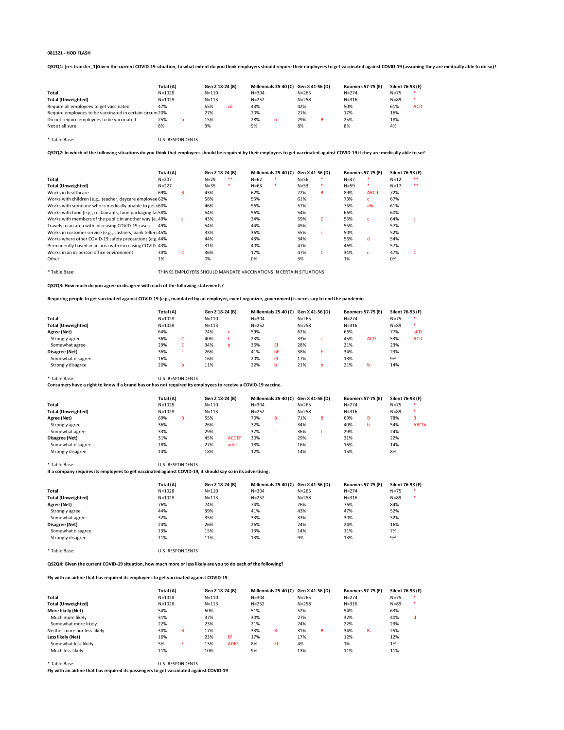081321 - HOD FLASH

**QS2Q1: [res transfer_1]Given the current COVID-19 situation, to what extent do you think employers should require their employees to get vaccinated against COVID-19 (assuming they are medically able to do so)?**

| | Total (A) | | Gen Z 18-24 (B) | | Millennials 25-40 (C) | | Gen X 41-56 (D) | | Boomers 57-75 (E) | | Silent 76-93 (F) | |
|---|---|---|---|---|---|---|---|---|---|---|---|---|
| **Total** | N=1028 | | N=110 | | N=304 | | N=265 | | N=274 | | N=75 | * |
| **Total (Unweighted)** | N=1028 | | N=113 | | N=252 | | N=258 | | N=316 | | N=89 | * |
| Require all employees to get vaccinated | 47% | | 55% | cd | 43% | | 42% | | 50% | | 61% | ACD |
| Require employees to be vaccinated in certain circum | 20% | | 27% | | 20% | | 21% | | 17% | | 16% | |
| Do not require employees to be vaccinated | 25% | b | 15% | | 28% | b | 29% | B | 25% | | 18% | |
| Not at all sure | 8% | | 3% | | 9% | | 8% | | 8% | | 4% | |

\* Table Base: U.S. RESPONDENTS

**QS2Q2: In which of the following situations do you think that employees should be required by their employers to get vaccinated against COVID-19 if they are medically able to so?**

| | Total (A) | | Gen Z 18-24 (B) | | Millennials 25-40 (C) | | Gen X 41-56 (D) | | Boomers 57-75 (E) | | Silent 76-93 (F) | |
|---|---|---|---|---|---|---|---|---|---|---|---|---|
| **Total** | N=207 | | N=29 | ** | N=62 | * | N=56 | * | N=47 | * | N=12 | ** |
| **Total (Unweighted)** | N=227 | | N=35 | * | N=63 | * | N=53 | * | N=59 | * | N=17 | ** |
| Works in healthcare | 69% | B | 43% | | 62% | | 72% | B | 89% | ABCd | 72% | |
| Works with children (e.g., teacher, daycare employee | 62% | | 58% | | 55% | | 61% | | 73% | c | 67% | |
| Works with someone who is medically unable to get v | 60% | | 46% | | 56% | | 57% | | 75% | aBc | 61% | |
| Works with food (e.g., restaurants, food packaging fa | 58% | | 54% | | 56% | | 54% | | 66% | | 60% | |
| Works with members of the public in another way (e. | 49% | c | 43% | | 34% | | 59% | C | 56% | c | 64% | c |
| Travels to an area with increasing COVID-19 cases | 49% | | 54% | | 44% | | 45% | | 55% | | 57% | |
| Works in customer service (e.g., cashiers, bank tellers | 45% | | 33% | | 36% | | 55% | c | 50% | | 52% | |
| Works where other COVID-19 safety precautions (e.g. | 44% | | 44% | | 43% | | 34% | | 56% | d | 54% | |
| Permanently based in an area with increasing COVID- | 43% | | 31% | | 40% | | 47% | | 46% | | 57% | |
| Works in an in-person office environment | 34% | C | 36% | | 17% | | 47% | C | 34% | c | 47% | C |
| Other | 1% | | 0% | | 0% | | 3% | | 1% | | 0% | |

\* Table Base: THINKS EMPLOYERS SHOULD MANDATE VACCINATIONS IN CERTAIN SITUATIONS

**QS2Q3: How much do you agree or disagree with each of the following statements?**

**Requiring people to get vaccinated against COVID-19 (e.g., mandated by an employer, event organizer, government) is necessary to end the pandemic.**

| | Total (A) | | Gen Z 18-24 (B) | | Millennials 25-40 (C) | | Gen X 41-56 (D) | | Boomers 57-75 (E) | | Silent 76-93 (F) | |
|---|---|---|---|---|---|---|---|---|---|---|---|---|
| **Total** | N=1028 | | N=110 | | N=304 | | N=265 | | N=274 | | N=75 | * |
| **Total (Unweighted)** | N=1028 | | N=113 | | N=252 | | N=258 | | N=316 | | N=89 | * |
| **Agree (Net)** | 64% | | 74% | c | 59% | | 62% | | 66% | | 77% | aCD |
| Strongly agree | 36% | C | 40% | C | 23% | | 33% | c | 45% | ACD | 53% | ACD |
| Somewhat agree | 29% | E | 34% | e | 36% | Ef | 28% | | 21% | | 23% | |
| **Disagree (Net)** | 36% | f | 26% | | 41% | bF | 38% | F | 34% | | 23% | |
| Somewhat disagree | 16% | | 16% | | 20% | ef | 17% | | 13% | | 9% | |
| Strongly disagree | 20% | b | 11% | | 22% | b | 21% | b | 21% | b | 14% | |

\* Table Base: U.S. RESPONDENTS

**Consumers have a right to know if a brand has or has not required its employees to receive a COVID-19 vaccine.**

| | Total (A) | | Gen Z 18-24 (B) | | Millennials 25-40 (C) | | Gen X 41-56 (D) | | Boomers 57-75 (E) | | Silent 76-93 (F) | |
|---|---|---|---|---|---|---|---|---|---|---|---|---|
| **Total** | N=1028 | | N=110 | | N=304 | | N=265 | | N=274 | | N=75 | * |
| **Total (Unweighted)** | N=1028 | | N=113 | | N=252 | | N=258 | | N=316 | | N=89 | * |
| **Agree (Net)** | 69% | B | 55% | | 70% | B | 71% | B | 69% | B | 78% | B |
| Strongly agree | 36% | | 26% | | 32% | | 34% | | 40% | b | 54% | ABCDe |
| Somewhat agree | 33% | | 29% | | 37% | f | 36% | f | 29% | | 24% | |
| **Disagree (Net)** | 31% | | 45% | ACDEF | 30% | | 29% | | 31% | | 22% | |
| Somewhat disagree | 18% | | 27% | adef | 18% | | 16% | | 16% | | 14% | |
| Strongly disagree | 14% | | 18% | | 12% | | 14% | | 15% | | 8% | |

\* Table Base: U.S. RESPONDENTS

**If a company requires its employees to get vaccinated against COVID-19, it should say so in its advertising.**

| | Total (A) | | Gen Z 18-24 (B) | | Millennials 25-40 (C) | | Gen X 41-56 (D) | | Boomers 57-75 (E) | | Silent 76-93 (F) | |
|---|---|---|---|---|---|---|---|---|---|---|---|---|
| **Total** | N=1028 | | N=110 | | N=304 | | N=265 | | N=274 | | N=75 | * |
| **Total (Unweighted)** | N=1028 | | N=113 | | N=252 | | N=258 | | N=316 | | N=89 | * |
| **Agree (Net)** | 76% | | 74% | | 74% | | 76% | | 76% | | 84% | |
| Strongly agree | 44% | | 39% | | 41% | | 43% | | 47% | | 52% | |
| Somewhat agree | 32% | | 35% | | 33% | | 33% | | 30% | | 32% | |
| **Disagree (Net)** | 24% | | 26% | | 26% | | 24% | | 24% | | 16% | |
| Somewhat disagree | 13% | | 15% | | 13% | | 14% | | 11% | | 7% | |
| Strongly disagree | 11% | | 11% | | 13% | | 9% | | 13% | | 9% | |

\* Table Base: U.S. RESPONDENTS

**QS2Q4: Given the current COVID-19 situation, how much more or less likely are you to do each of the following?**

**Fly with an airline that has required its employees to get vaccinated against COVID-19**

| | Total (A) | | Gen Z 18-24 (B) | | Millennials 25-40 (C) | | Gen X 41-56 (D) | | Boomers 57-75 (E) | | Silent 76-93 (F) | |
|---|---|---|---|---|---|---|---|---|---|---|---|---|
| **Total** | N=1028 | | N=110 | | N=304 | | N=265 | | N=274 | | N=75 | * |
| **Total (Unweighted)** | N=1028 | | N=113 | | N=252 | | N=258 | | N=316 | | N=89 | * |
| **More likely (Net)** | 54% | | 60% | | 51% | | 52% | | 54% | | 63% | |
| Much more likely | 31% | | 37% | | 30% | | 27% | | 32% | | 40% | d |
| Somewhat more likely | 22% | | 23% | | 21% | | 24% | | 22% | | 23% | |
| Neither more nor less likely | 30% | B | 17% | | 33% | B | 31% | B | 34% | B | 25% | |
| **Less likely (Net)** | 16% | | 23% | Ef | 17% | | 17% | | 12% | | 12% | |
| Somewhat less likely | 5% | E | 13% | ADEF | 8% | Ef | 4% | | 1% | | 1% | |
| Much less likely | 11% | | 10% | | 9% | | 13% | | 11% | | 11% | |

\* Table Base: U.S. RESPONDENTS

**Fly with an airline that has required its passengers to get vaccinated against COVID-19**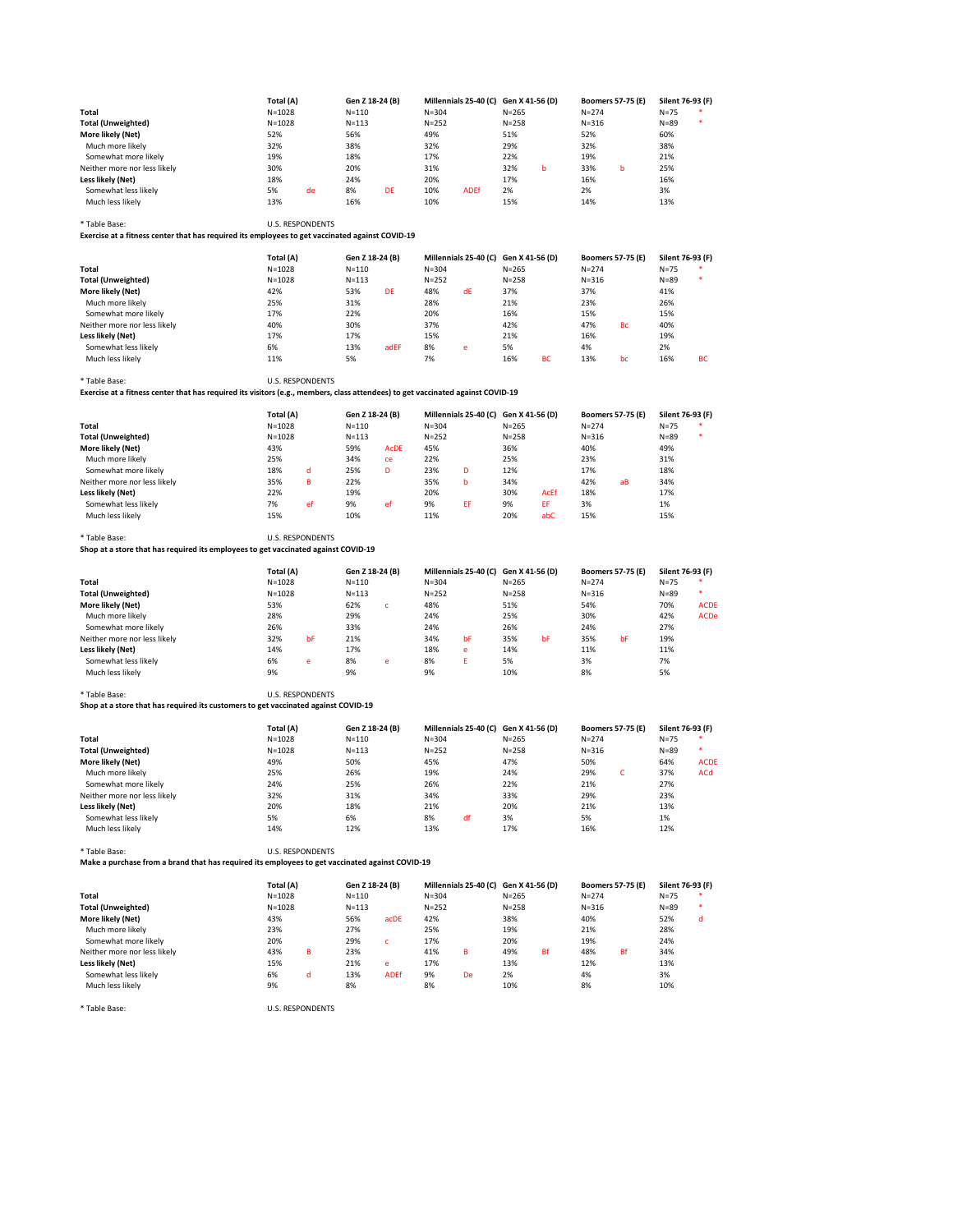| | Total (A) | | Gen Z 18-24 (B) | | Millennials 25-40 (C) | | Gen X 41-56 (D) | | Boomers 57-75 (E) | | Silent 76-93 (F) | |
|---|---|---|---|---|---|---|---|---|---|---|---|---|
| **Total** | N=1028 | | N=110 | | N=304 | | N=265 | | N=274 | | N=75 | * |
| **Total (Unweighted)** | N=1028 | | N=113 | | N=252 | | N=258 | | N=316 | | N=89 | * |
| **More likely (Net)** | 52% | | 56% | | 49% | | 51% | | 52% | | 60% | |
| Much more likely | 32% | | 38% | | 32% | | 29% | | 32% | | 38% | |
| Somewhat more likely | 19% | | 18% | | 17% | | 22% | | 19% | | 21% | |
| Neither more nor less likely | 30% | | 20% | | 31% | | 32% | b | 33% | b | 25% | |
| **Less likely (Net)** | 18% | | 24% | | 20% | | 17% | | 16% | | 16% | |
| Somewhat less likely | 5% | de | 8% | DE | 10% | ADEf | 2% | | 2% | | 3% | |
| Much less likely | 13% | | 16% | | 10% | | 15% | | 14% | | 13% | |

* Table Base: U.S. RESPONDENTS

**Exercise at a fitness center that has required its employees to get vaccinated against COVID-19**

| | Total (A) | | Gen Z 18-24 (B) | | Millennials 25-40 (C) | | Gen X 41-56 (D) | | Boomers 57-75 (E) | | Silent 76-93 (F) | |
|---|---|---|---|---|---|---|---|---|---|---|---|---|
| **Total** | N=1028 | | N=110 | | N=304 | | N=265 | | N=274 | | N=75 | * |
| **Total (Unweighted)** | N=1028 | | N=113 | | N=252 | | N=258 | | N=316 | | N=89 | * |
| **More likely (Net)** | 42% | | 53% | DE | 48% | dE | 37% | | 37% | | 41% | |
| Much more likely | 25% | | 31% | | 28% | | 21% | | 23% | | 26% | |
| Somewhat more likely | 17% | | 22% | | 20% | | 16% | | 15% | | 15% | |
| Neither more nor less likely | 40% | | 30% | | 37% | | 42% | | 47% | Bc | 40% | |
| **Less likely (Net)** | 17% | | 17% | | 15% | | 21% | | 16% | | 19% | |
| Somewhat less likely | 6% | | 13% | adEF | 8% | e | 5% | | 4% | | 2% | |
| Much less likely | 11% | | 5% | | 7% | | 16% | BC | 13% | bc | 16% | BC |

* Table Base: U.S. RESPONDENTS

**Exercise at a fitness center that has required its visitors (e.g., members, class attendees) to get vaccinated against COVID-19**

| | Total (A) | | Gen Z 18-24 (B) | | Millennials 25-40 (C) | | Gen X 41-56 (D) | | Boomers 57-75 (E) | | Silent 76-93 (F) | |
|---|---|---|---|---|---|---|---|---|---|---|---|---|
| **Total** | N=1028 | | N=110 | | N=304 | | N=265 | | N=274 | | N=75 | * |
| **Total (Unweighted)** | N=1028 | | N=113 | | N=252 | | N=258 | | N=316 | | N=89 | * |
| **More likely (Net)** | 43% | | 59% | AcDE | 45% | | 36% | | 40% | | 49% | |
| Much more likely | 25% | | 34% | ce | 22% | | 25% | | 23% | | 31% | |
| Somewhat more likely | 18% | d | 25% | D | 23% | D | 12% | | 17% | | 18% | |
| Neither more nor less likely | 35% | B | 22% | | 35% | b | 34% | | 42% | aB | 34% | |
| **Less likely (Net)** | 22% | | 19% | | 20% | | 30% | AcEf | 18% | | 17% | |
| Somewhat less likely | 7% | ef | 9% | ef | 9% | EF | 9% | EF | 3% | | 1% | |
| Much less likely | 15% | | 10% | | 11% | | 20% | abC | 15% | | 15% | |

* Table Base: U.S. RESPONDENTS

**Shop at a store that has required its employees to get vaccinated against COVID-19**

| | Total (A) | | Gen Z 18-24 (B) | | Millennials 25-40 (C) | | Gen X 41-56 (D) | | Boomers 57-75 (E) | | Silent 76-93 (F) | |
|---|---|---|---|---|---|---|---|---|---|---|---|---|
| **Total** | N=1028 | | N=110 | | N=304 | | N=265 | | N=274 | | N=75 | * |
| **Total (Unweighted)** | N=1028 | | N=113 | | N=252 | | N=258 | | N=316 | | N=89 | * |
| **More likely (Net)** | 53% | | 62% | c | 48% | | 51% | | 54% | | 70% | ACDE |
| Much more likely | 28% | | 29% | | 24% | | 25% | | 30% | | 42% | ACDe |
| Somewhat more likely | 26% | | 33% | | 24% | | 26% | | 24% | | 27% | |
| Neither more nor less likely | 32% | bF | 21% | | 34% | bF | 35% | bF | 35% | bF | 19% | |
| **Less likely (Net)** | 14% | | 17% | | 18% | e | 14% | | 11% | | 11% | |
| Somewhat less likely | 6% | e | 8% | e | 8% | E | 5% | | 3% | | 7% | |
| Much less likely | 9% | | 9% | | 9% | | 10% | | 8% | | 5% | |

* Table Base: U.S. RESPONDENTS

**Shop at a store that has required its customers to get vaccinated against COVID-19**

| | Total (A) | | Gen Z 18-24 (B) | | Millennials 25-40 (C) | | Gen X 41-56 (D) | | Boomers 57-75 (E) | | Silent 76-93 (F) | |
|---|---|---|---|---|---|---|---|---|---|---|---|---|
| **Total** | N=1028 | | N=110 | | N=304 | | N=265 | | N=274 | | N=75 | * |
| **Total (Unweighted)** | N=1028 | | N=113 | | N=252 | | N=258 | | N=316 | | N=89 | * |
| **More likely (Net)** | 49% | | 50% | | 45% | | 47% | | 50% | | 64% | ACDE |
| Much more likely | 25% | | 26% | | 19% | | 24% | | 29% | C | 37% | ACd |
| Somewhat more likely | 24% | | 25% | | 26% | | 22% | | 21% | | 27% | |
| Neither more nor less likely | 32% | | 31% | | 34% | | 33% | | 29% | | 23% | |
| **Less likely (Net)** | 20% | | 18% | | 21% | | 20% | | 21% | | 13% | |
| Somewhat less likely | 5% | | 6% | | 8% | df | 3% | | 5% | | 1% | |
| Much less likely | 14% | | 12% | | 13% | | 17% | | 16% | | 12% | |

* Table Base: U.S. RESPONDENTS

**Make a purchase from a brand that has required its employees to get vaccinated against COVID-19**

| | Total (A) | | Gen Z 18-24 (B) | | Millennials 25-40 (C) | | Gen X 41-56 (D) | | Boomers 57-75 (E) | | Silent 76-93 (F) | |
|---|---|---|---|---|---|---|---|---|---|---|---|---|
| **Total** | N=1028 | | N=110 | | N=304 | | N=265 | | N=274 | | N=75 | * |
| **Total (Unweighted)** | N=1028 | | N=113 | | N=252 | | N=258 | | N=316 | | N=89 | * |
| **More likely (Net)** | 43% | | 56% | acDE | 42% | | 38% | | 40% | | 52% | d |
| Much more likely | 23% | | 27% | | 25% | | 19% | | 21% | | 28% | |
| Somewhat more likely | 20% | | 29% | c | 17% | | 20% | | 19% | | 24% | |
| Neither more nor less likely | 43% | B | 23% | | 41% | B | 49% | Bf | 48% | Bf | 34% | |
| **Less likely (Net)** | 15% | | 21% | e | 17% | | 13% | | 12% | | 13% | |
| Somewhat less likely | 6% | d | 13% | ADEf | 9% | De | 2% | | 4% | | 3% | |
| Much less likely | 9% | | 8% | | 8% | | 10% | | 8% | | 10% | |

* Table Base: U.S. RESPONDENTS